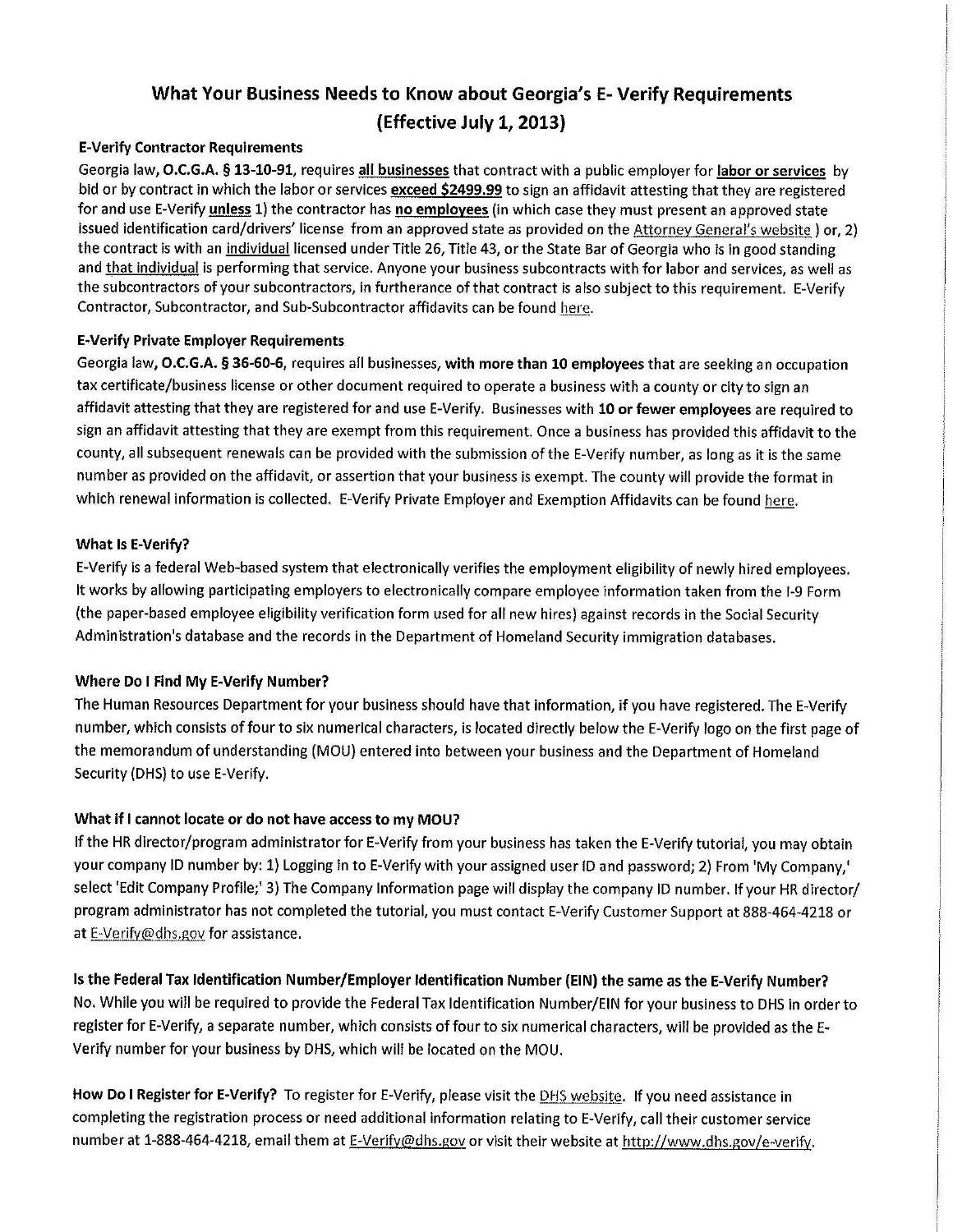# What Your Business Needs to Know about Georgia's E- Verify Requirements (Effective July 1, 2013)

**E-Verify Contractor Requirements**

Georgia law, **O.C.G.A. § 13-10-91**, requires **all businesses** that contract with a public employer for **labor or services** by bid or by contract in which the labor or services **exceed $2499.99** to sign an affidavit attesting that they are registered for and use E-Verify **unless** 1) the contractor has **no employees** (in which case they must present an approved state issued identification card/drivers' license from an approved state as provided on the Attorney General's website ) or, 2) the contract is with an individual licensed under Title 26, Title 43, or the State Bar of Georgia who is in good standing and that individual is performing that service. Anyone your business subcontracts with for labor and services, as well as the subcontractors of your subcontractors, in furtherance of that contract is also subject to this requirement. E-Verify Contractor, Subcontractor, and Sub-Subcontractor affidavits can be found here.

**E-Verify Private Employer Requirements**

Georgia law, **O.C.G.A. § 36-60-6**, requires all businesses, **with more than 10 employees** that are seeking an occupation tax certificate/business license or other document required to operate a business with a county or city to sign an affidavit attesting that they are registered for and use E-Verify. Businesses with **10 or fewer employees** are required to sign an affidavit attesting that they are exempt from this requirement. Once a business has provided this affidavit to the county, all subsequent renewals can be provided with the submission of the E-Verify number, as long as it is the same number as provided on the affidavit, or assertion that your business is exempt. The county will provide the format in which renewal information is collected. E-Verify Private Employer and Exemption Affidavits can be found here.

**What Is E-Verify?**

E-Verify is a federal Web-based system that electronically verifies the employment eligibility of newly hired employees. It works by allowing participating employers to electronically compare employee information taken from the I-9 Form (the paper-based employee eligibility verification form used for all new hires) against records in the Social Security Administration's database and the records in the Department of Homeland Security immigration databases.

**Where Do I Find My E-Verify Number?**

The Human Resources Department for your business should have that information, if you have registered. The E-Verify number, which consists of four to six numerical characters, is located directly below the E-Verify logo on the first page of the memorandum of understanding (MOU) entered into between your business and the Department of Homeland Security (DHS) to use E-Verify.

**What if I cannot locate or do not have access to my MOU?**

If the HR director/program administrator for E-Verify from your business has taken the E-Verify tutorial, you may obtain your company ID number by: 1) Logging in to E-Verify with your assigned user ID and password; 2) From 'My Company,' select 'Edit Company Profile;' 3) The Company Information page will display the company ID number. If your HR director/ program administrator has not completed the tutorial, you must contact E-Verify Customer Support at 888-464-4218 or at E-Verify@dhs.gov for assistance.

**Is the Federal Tax Identification Number/Employer Identification Number (EIN) the same as the E-Verify Number?**

No. While you will be required to provide the Federal Tax Identification Number/EIN for your business to DHS in order to register for E-Verify, a separate number, which consists of four to six numerical characters, will be provided as the E-Verify number for your business by DHS, which will be located on the MOU.

**How Do I Register for E-Verify?** To register for E-Verify, please visit the DHS website. If you need assistance in completing the registration process or need additional information relating to E-Verify, call their customer service number at 1-888-464-4218, email them at E-Verify@dhs.gov or visit their website at http://www.dhs.gov/e-verify.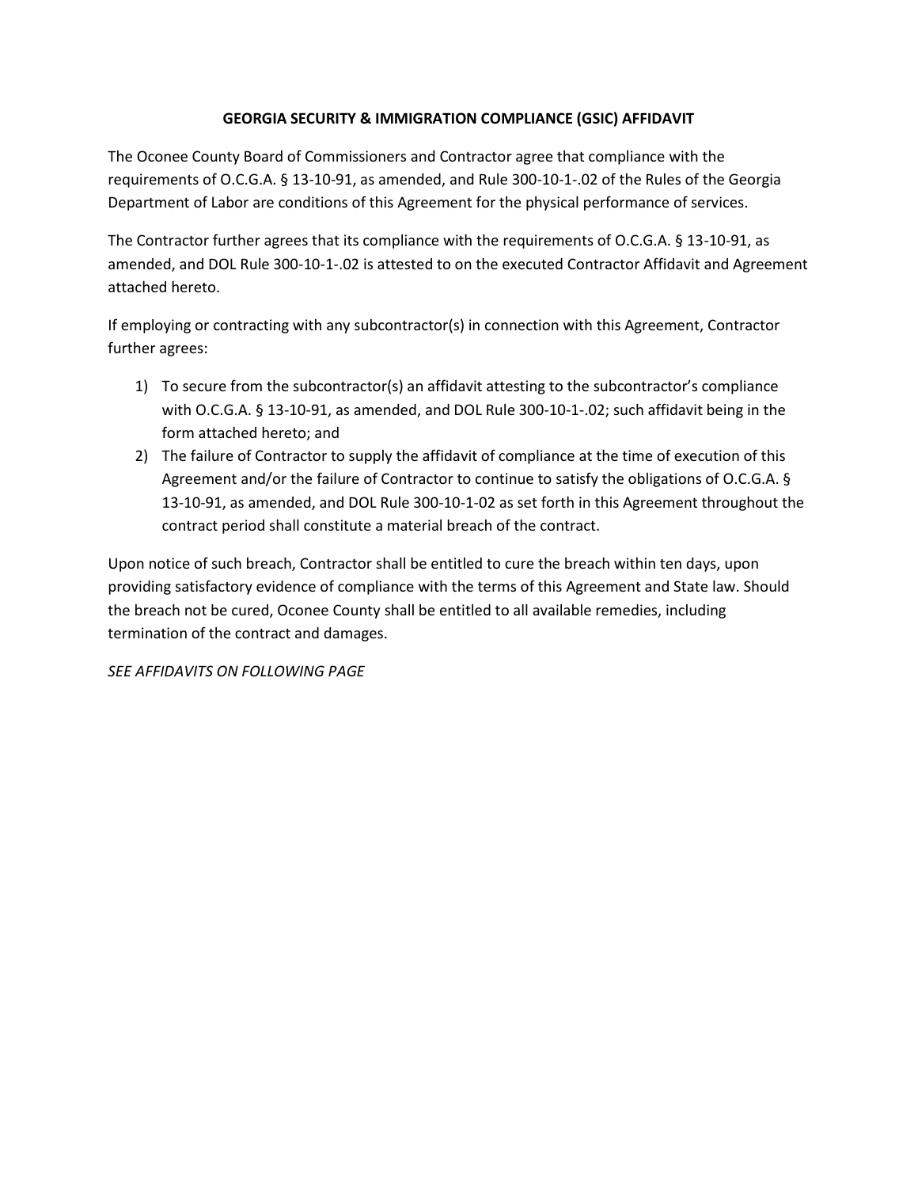## GEORGIA SECURITY & IMMIGRATION COMPLIANCE (GSIC) AFFIDAVIT

The Oconee County Board of Commissioners and Contractor agree that compliance with the requirements of O.C.G.A. § 13-10-91, as amended, and Rule 300-10-1-.02 of the Rules of the Georgia Department of Labor are conditions of this Agreement for the physical performance of services.

The Contractor further agrees that its compliance with the requirements of O.C.G.A. § 13-10-91, as amended, and DOL Rule 300-10-1-.02 is attested to on the executed Contractor Affidavit and Agreement attached hereto.

If employing or contracting with any subcontractor(s) in connection with this Agreement, Contractor further agrees:

1) To secure from the subcontractor(s) an affidavit attesting to the subcontractor's compliance with O.C.G.A. § 13-10-91, as amended, and DOL Rule 300-10-1-.02; such affidavit being in the form attached hereto; and
2) The failure of Contractor to supply the affidavit of compliance at the time of execution of this Agreement and/or the failure of Contractor to continue to satisfy the obligations of O.C.G.A. § 13-10-91, as amended, and DOL Rule 300-10-1-02 as set forth in this Agreement throughout the contract period shall constitute a material breach of the contract.

Upon notice of such breach, Contractor shall be entitled to cure the breach within ten days, upon providing satisfactory evidence of compliance with the terms of this Agreement and State law. Should the breach not be cured, Oconee County shall be entitled to all available remedies, including termination of the contract and damages.

*SEE AFFIDAVITS ON FOLLOWING PAGE*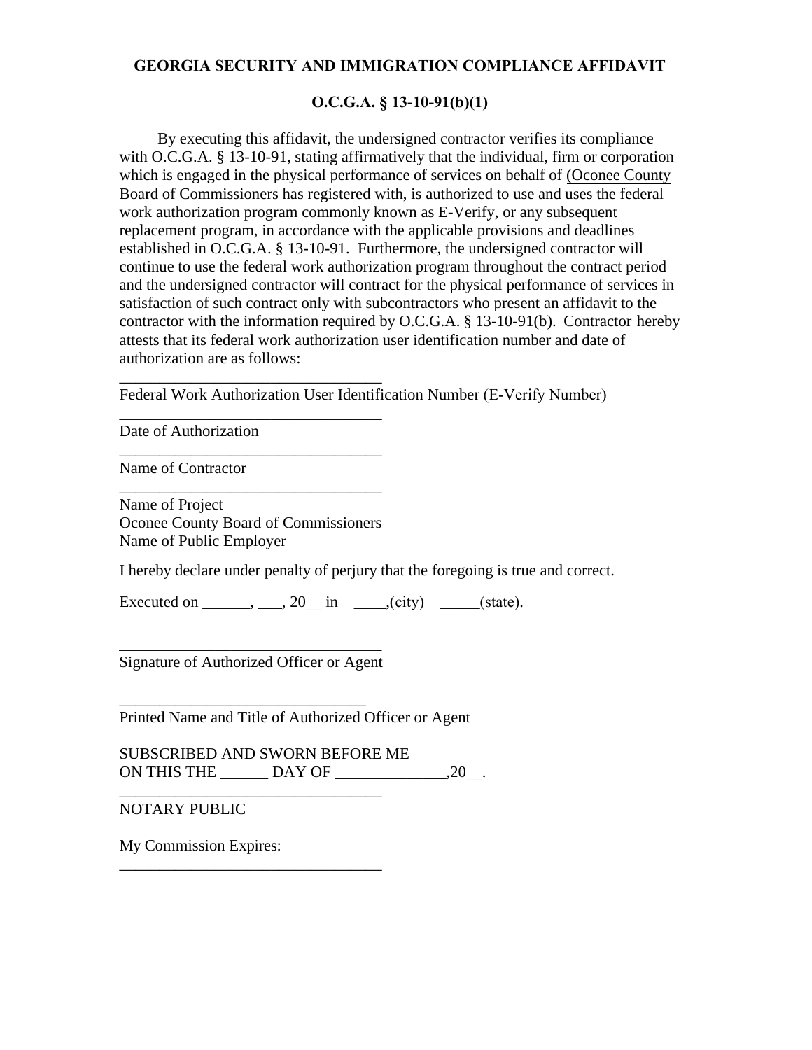## GEORGIA SECURITY AND IMMIGRATION COMPLIANCE AFFIDAVIT

### O.C.G.A. § 13-10-91(b)(1)

By executing this affidavit, the undersigned contractor verifies its compliance with O.C.G.A. § 13-10-91, stating affirmatively that the individual, firm or corporation which is engaged in the physical performance of services on behalf of (Oconee County Board of Commissioners has registered with, is authorized to use and uses the federal work authorization program commonly known as E-Verify, or any subsequent replacement program, in accordance with the applicable provisions and deadlines established in O.C.G.A. § 13-10-91. Furthermore, the undersigned contractor will continue to use the federal work authorization program throughout the contract period and the undersigned contractor will contract for the physical performance of services in satisfaction of such contract only with subcontractors who present an affidavit to the contractor with the information required by O.C.G.A. § 13-10-91(b). Contractor hereby attests that its federal work authorization user identification number and date of authorization are as follows:

_________________________________
Federal Work Authorization User Identification Number (E-Verify Number)

_________________________________
Date of Authorization

_________________________________
Name of Contractor

_________________________________
Name of Project

Oconee County Board of Commissioners
Name of Public Employer

I hereby declare under penalty of perjury that the foregoing is true and correct.

Executed on ______, ___, 20__ in ____,(city) _____(state).

_________________________________
Signature of Authorized Officer or Agent

_______________________________
Printed Name and Title of Authorized Officer or Agent

SUBSCRIBED AND SWORN BEFORE ME
ON THIS THE ______ DAY OF ______________,20__.

_________________________________
NOTARY PUBLIC

My Commission Expires:

_________________________________